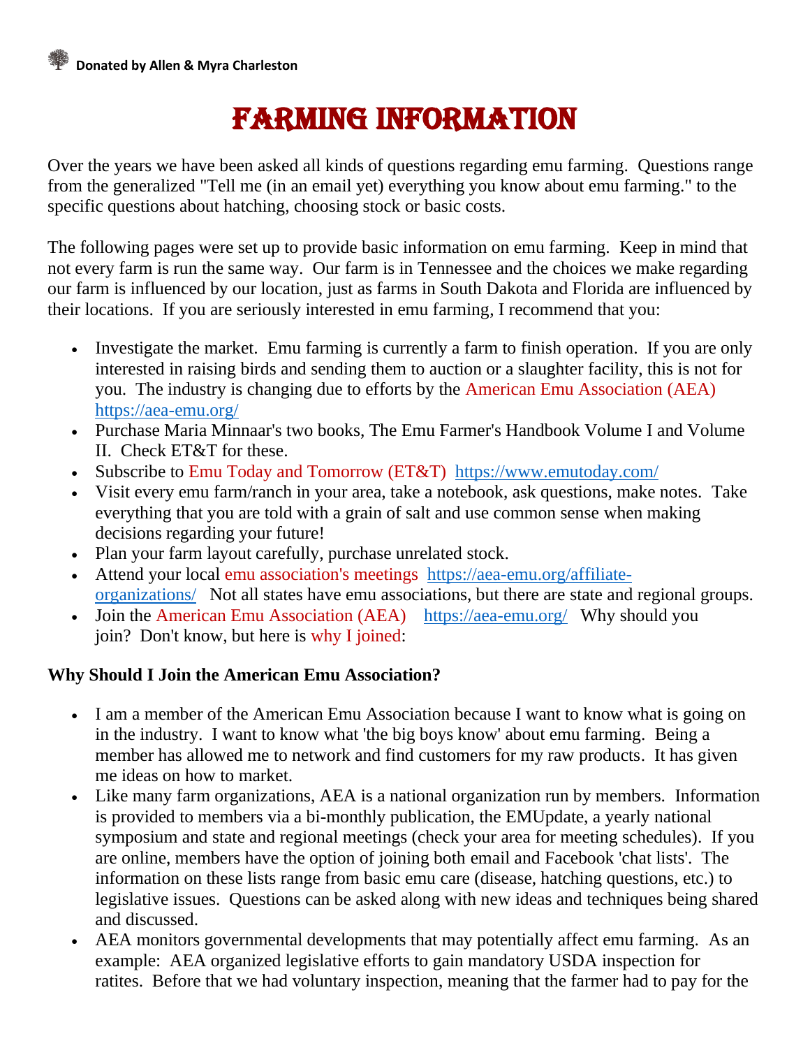Donated by Allen & Myra Charleston

# Farming Information

Over the years we have been asked all kinds of questions regarding emu farming. Questions range from the generalized "Tell me (in an email yet) everything you know about emu farming." to the specific questions about hatching, choosing stock or basic costs.

The following pages were set up to provide basic information on emu farming. Keep in mind that not every farm is run the same way. Our farm is in Tennessee and the choices we make regarding our farm is influenced by our location, just as farms in South Dakota and Florida are influenced by their locations. If you are seriously interested in emu farming, I recommend that you:

- Investigate the market. Emu farming is currently a farm to finish operation. If you are only interested in raising birds and sending them to auction or a slaughter facility, this is not for you. The industry is changing due to efforts by the American Emu Association (AEA) https://aea-emu.org/
- Purchase Maria Minnaar's two books, The Emu Farmer's Handbook Volume I and Volume II. Check ET&T for these.
- Subscribe to Emu Today and Tomorrow (ET&T) https://www.emutoday.com/
- Visit every emu farm/ranch in your area, take a notebook, ask questions, make notes. Take everything that you are told with a grain of salt and use common sense when making decisions regarding your future!
- Plan your farm layout carefully, purchase unrelated stock.
- Attend your local emu association's meetings https://aea-emu.org/affiliate-organizations/ Not all states have emu associations, but there are state and regional groups.
- Join the American Emu Association (AEA) https://aea-emu.org/ Why should you join? Don't know, but here is why I joined:

**Why Should I Join the American Emu Association?**

- I am a member of the American Emu Association because I want to know what is going on in the industry. I want to know what 'the big boys know' about emu farming. Being a member has allowed me to network and find customers for my raw products. It has given me ideas on how to market.
- Like many farm organizations, AEA is a national organization run by members. Information is provided to members via a bi-monthly publication, the EMUpdate, a yearly national symposium and state and regional meetings (check your area for meeting schedules). If you are online, members have the option of joining both email and Facebook 'chat lists'. The information on these lists range from basic emu care (disease, hatching questions, etc.) to legislative issues. Questions can be asked along with new ideas and techniques being shared and discussed.
- AEA monitors governmental developments that may potentially affect emu farming. As an example: AEA organized legislative efforts to gain mandatory USDA inspection for ratites. Before that we had voluntary inspection, meaning that the farmer had to pay for the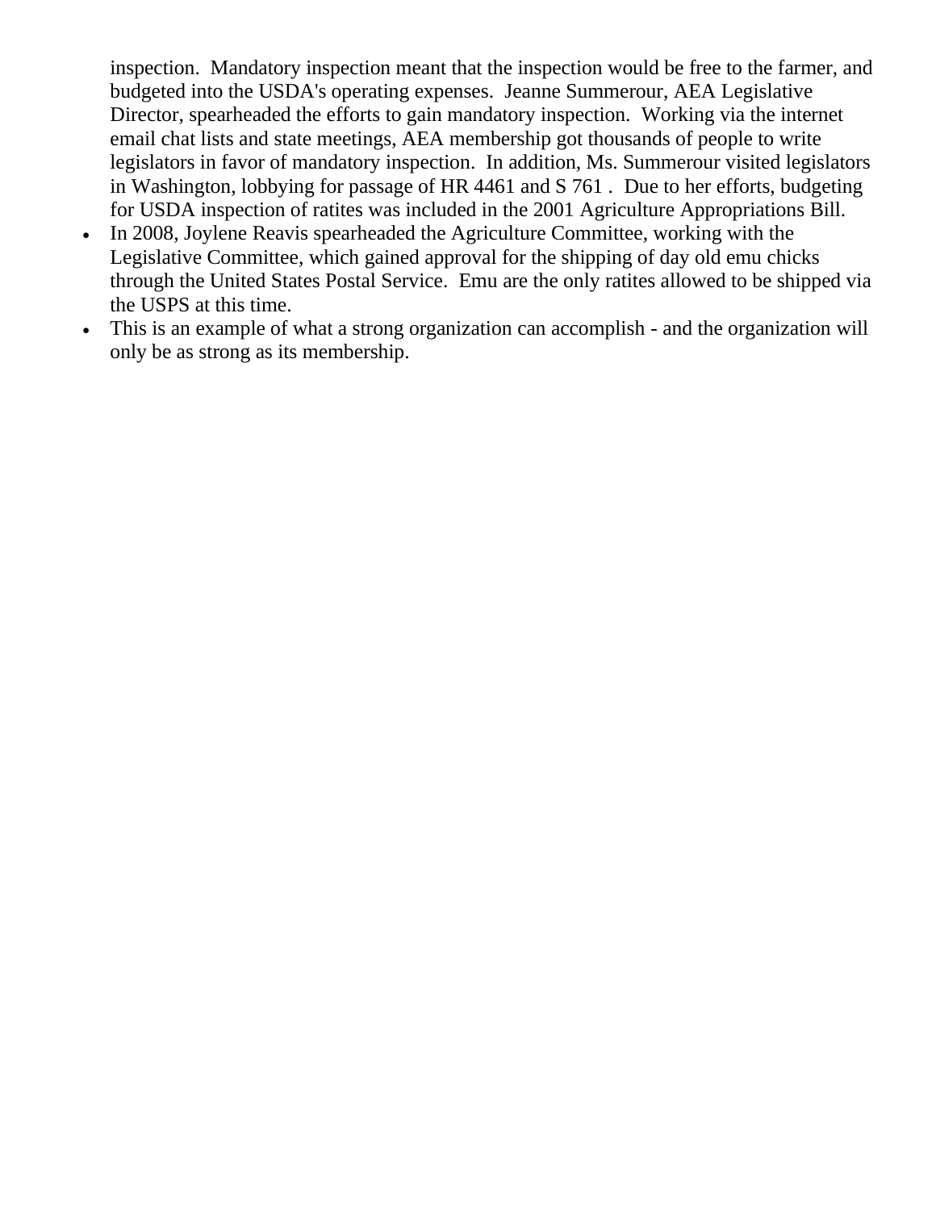inspection. Mandatory inspection meant that the inspection would be free to the farmer, and budgeted into the USDA's operating expenses. Jeanne Summerour, AEA Legislative Director, spearheaded the efforts to gain mandatory inspection. Working via the internet email chat lists and state meetings, AEA membership got thousands of people to write legislators in favor of mandatory inspection. In addition, Ms. Summerour visited legislators in Washington, lobbying for passage of HR 4461 and S 761 . Due to her efforts, budgeting for USDA inspection of ratites was included in the 2001 Agriculture Appropriations Bill.

- In 2008, Joylene Reavis spearheaded the Agriculture Committee, working with the Legislative Committee, which gained approval for the shipping of day old emu chicks through the United States Postal Service. Emu are the only ratites allowed to be shipped via the USPS at this time.
- This is an example of what a strong organization can accomplish - and the organization will only be as strong as its membership.